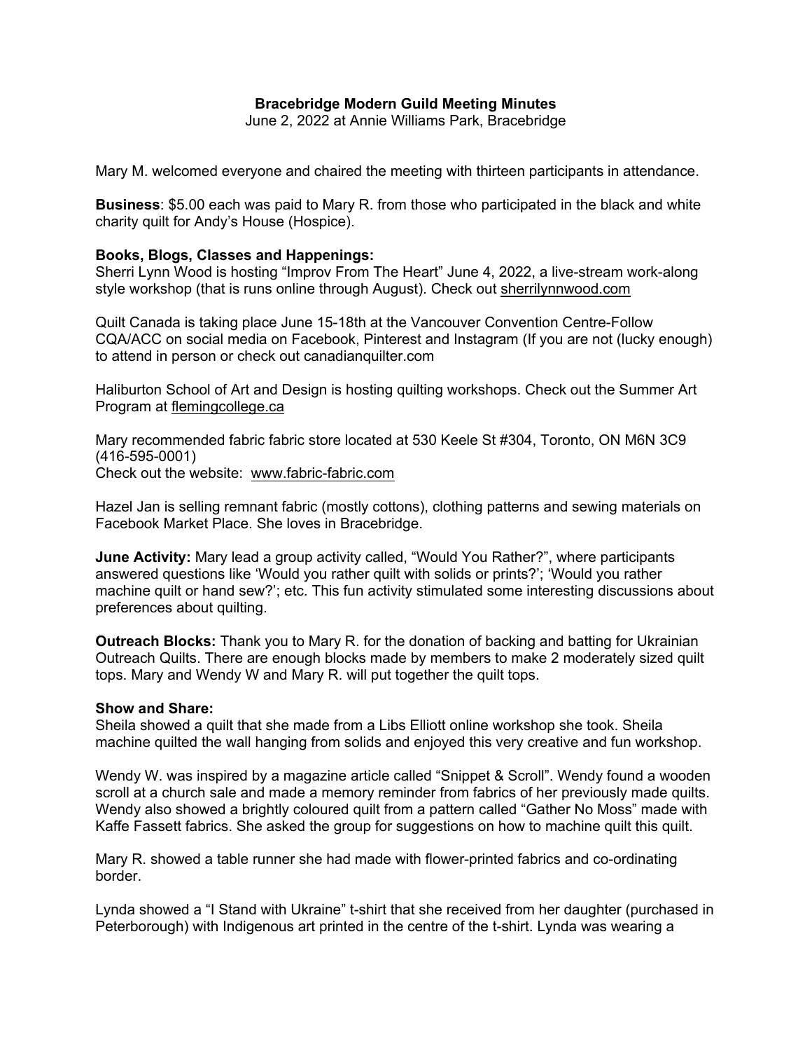**Bracebridge Modern Guild Meeting Minutes**

June 2, 2022 at Annie Williams Park, Bracebridge

Mary M. welcomed everyone and chaired the meeting with thirteen participants in attendance.

**Business**: $5.00 each was paid to Mary R. from those who participated in the black and white charity quilt for Andy's House (Hospice).

**Books, Blogs, Classes and Happenings:**

Sherri Lynn Wood is hosting "Improv From The Heart" June 4, 2022, a live-stream work-along style workshop (that is runs online through August). Check out sherrilynnwood.com

Quilt Canada is taking place June 15-18th at the Vancouver Convention Centre-Follow CQA/ACC on social media on Facebook, Pinterest and Instagram (If you are not (lucky enough) to attend in person or check out canadianquilter.com

Haliburton School of Art and Design is hosting quilting workshops. Check out the Summer Art Program at flemingcollege.ca

Mary recommended fabric fabric store located at 530 Keele St #304, Toronto, ON M6N 3C9 (416-595-0001)
Check out the website: www.fabric-fabric.com

Hazel Jan is selling remnant fabric (mostly cottons), clothing patterns and sewing materials on Facebook Market Place. She loves in Bracebridge.

**June Activity:** Mary lead a group activity called, "Would You Rather?", where participants answered questions like 'Would you rather quilt with solids or prints?'; 'Would you rather machine quilt or hand sew?'; etc. This fun activity stimulated some interesting discussions about preferences about quilting.

**Outreach Blocks:** Thank you to Mary R. for the donation of backing and batting for Ukrainian Outreach Quilts. There are enough blocks made by members to make 2 moderately sized quilt tops. Mary and Wendy W and Mary R. will put together the quilt tops.

**Show and Share:**

Sheila showed a quilt that she made from a Libs Elliott online workshop she took. Sheila machine quilted the wall hanging from solids and enjoyed this very creative and fun workshop.

Wendy W. was inspired by a magazine article called "Snippet & Scroll". Wendy found a wooden scroll at a church sale and made a memory reminder from fabrics of her previously made quilts. Wendy also showed a brightly coloured quilt from a pattern called "Gather No Moss" made with Kaffe Fassett fabrics. She asked the group for suggestions on how to machine quilt this quilt.

Mary R. showed a table runner she had made with flower-printed fabrics and co-ordinating border.

Lynda showed a "I Stand with Ukraine" t-shirt that she received from her daughter (purchased in Peterborough) with Indigenous art printed in the centre of the t-shirt. Lynda was wearing a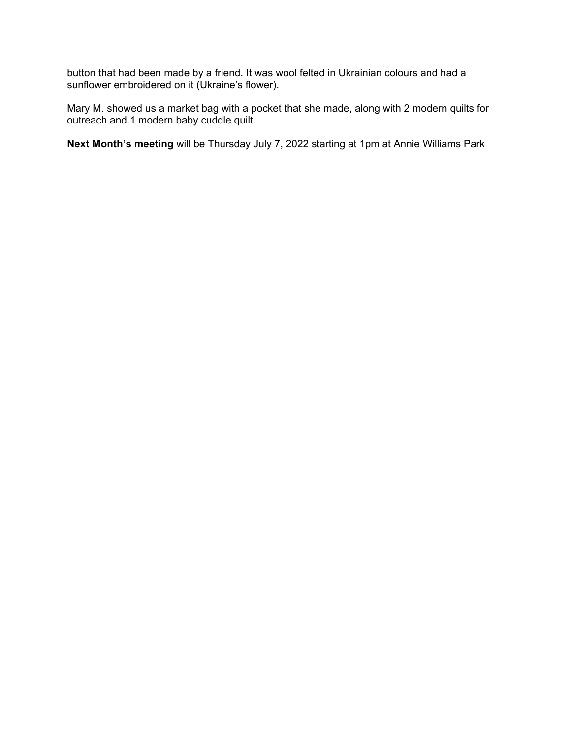button that had been made by a friend. It was wool felted in Ukrainian colours and had a sunflower embroidered on it (Ukraine's flower).

Mary M. showed us a market bag with a pocket that she made, along with 2 modern quilts for outreach and 1 modern baby cuddle quilt.

**Next Month's meeting** will be Thursday July 7, 2022 starting at 1pm at Annie Williams Park